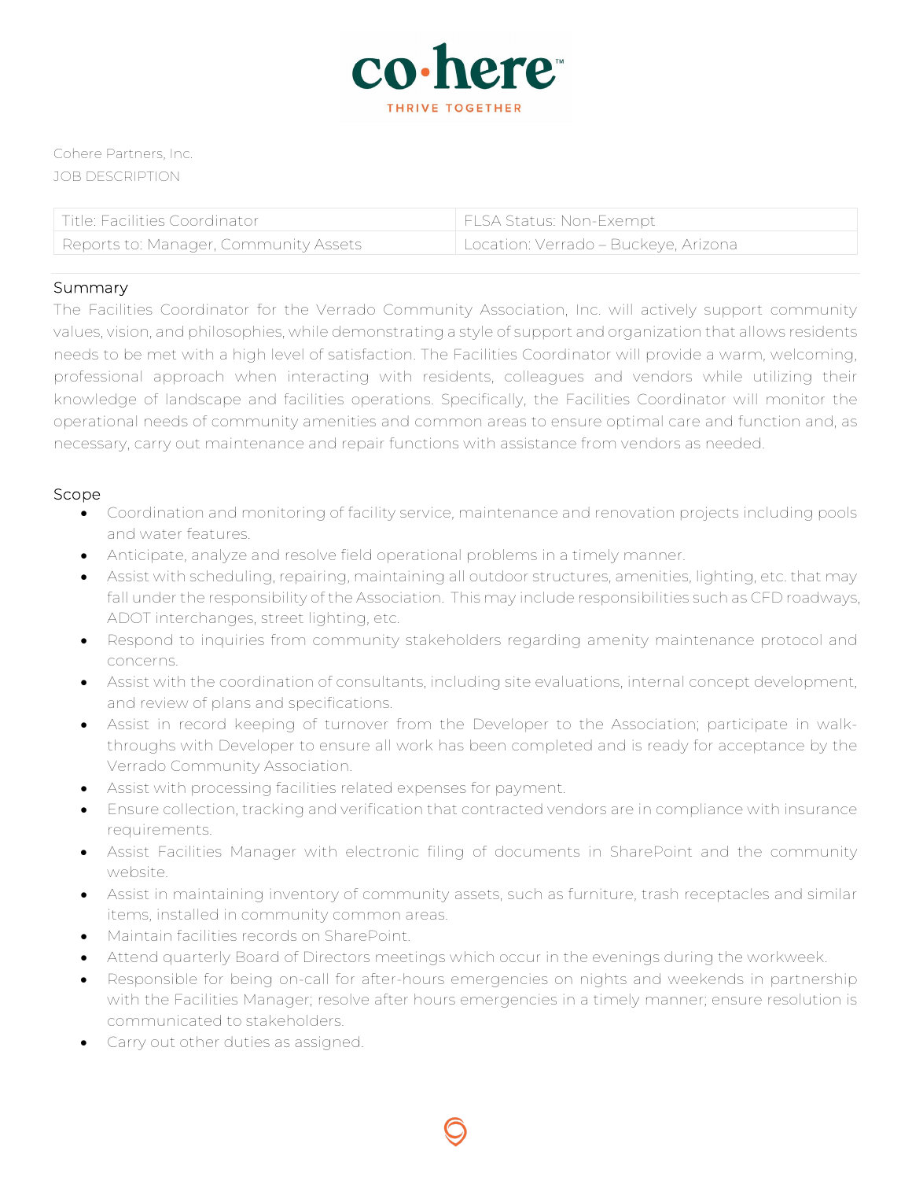Cohere Partners, Inc.
JOB DESCRIPTION

| | |
|---|---|
| Title: Facilities Coordinator | FLSA Status: Non-Exempt |
| Reports to: Manager, Community Assets | Location: Verrado – Buckeye, Arizona |

## Summary

The Facilities Coordinator for the Verrado Community Association, Inc. will actively support community values, vision, and philosophies, while demonstrating a style of support and organization that allows residents needs to be met with a high level of satisfaction. The Facilities Coordinator will provide a warm, welcoming, professional approach when interacting with residents, colleagues and vendors while utilizing their knowledge of landscape and facilities operations. Specifically, the Facilities Coordinator will monitor the operational needs of community amenities and common areas to ensure optimal care and function and, as necessary, carry out maintenance and repair functions with assistance from vendors as needed.

## Scope

- Coordination and monitoring of facility service, maintenance and renovation projects including pools and water features.
- Anticipate, analyze and resolve field operational problems in a timely manner.
- Assist with scheduling, repairing, maintaining all outdoor structures, amenities, lighting, etc. that may fall under the responsibility of the Association. This may include responsibilities such as CFD roadways, ADOT interchanges, street lighting, etc.
- Respond to inquiries from community stakeholders regarding amenity maintenance protocol and concerns.
- Assist with the coordination of consultants, including site evaluations, internal concept development, and review of plans and specifications.
- Assist in record keeping of turnover from the Developer to the Association; participate in walk-throughs with Developer to ensure all work has been completed and is ready for acceptance by the Verrado Community Association.
- Assist with processing facilities related expenses for payment.
- Ensure collection, tracking and verification that contracted vendors are in compliance with insurance requirements.
- Assist Facilities Manager with electronic filing of documents in SharePoint and the community website.
- Assist in maintaining inventory of community assets, such as furniture, trash receptacles and similar items, installed in community common areas.
- Maintain facilities records on SharePoint.
- Attend quarterly Board of Directors meetings which occur in the evenings during the workweek.
- Responsible for being on-call for after-hours emergencies on nights and weekends in partnership with the Facilities Manager; resolve after hours emergencies in a timely manner; ensure resolution is communicated to stakeholders.
- Carry out other duties as assigned.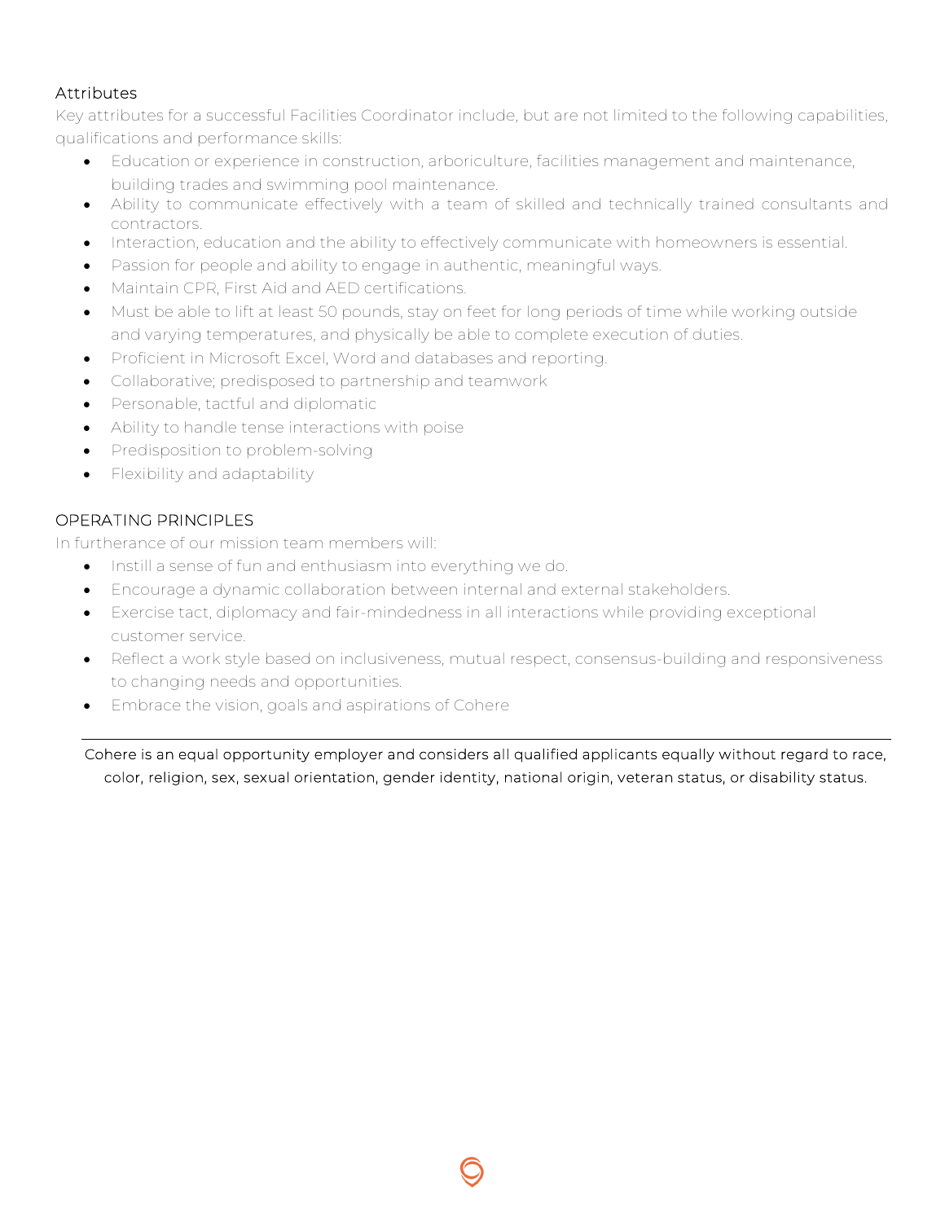## Attributes

Key attributes for a successful Facilities Coordinator include, but are not limited to the following capabilities, qualifications and performance skills:

- Education or experience in construction, arboriculture, facilities management and maintenance, building trades and swimming pool maintenance.
- Ability to communicate effectively with a team of skilled and technically trained consultants and contractors.
- Interaction, education and the ability to effectively communicate with homeowners is essential.
- Passion for people and ability to engage in authentic, meaningful ways.
- Maintain CPR, First Aid and AED certifications.
- Must be able to lift at least 50 pounds, stay on feet for long periods of time while working outside and varying temperatures, and physically be able to complete execution of duties.
- Proficient in Microsoft Excel, Word and databases and reporting.
- Collaborative; predisposed to partnership and teamwork
- Personable, tactful and diplomatic
- Ability to handle tense interactions with poise
- Predisposition to problem-solving
- Flexibility and adaptability

## OPERATING PRINCIPLES

In furtherance of our mission team members will:

- Instill a sense of fun and enthusiasm into everything we do.
- Encourage a dynamic collaboration between internal and external stakeholders.
- Exercise tact, diplomacy and fair-mindedness in all interactions while providing exceptional customer service.
- Reflect a work style based on inclusiveness, mutual respect, consensus-building and responsiveness to changing needs and opportunities.
- Embrace the vision, goals and aspirations of Cohere

---

Cohere is an equal opportunity employer and considers all qualified applicants equally without regard to race, color, religion, sex, sexual orientation, gender identity, national origin, veteran status, or disability status.